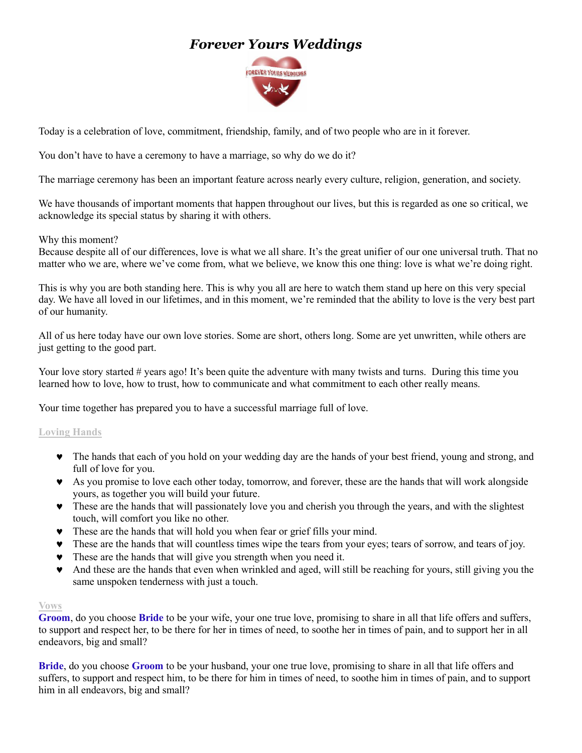# *Forever Yours Weddings*

Today is a celebration of love, commitment, friendship, family, and of two people who are in it forever.

You don't have to have a ceremony to have a marriage, so why do we do it?

The marriage ceremony has been an important feature across nearly every culture, religion, generation, and society.

We have thousands of important moments that happen throughout our lives, but this is regarded as one so critical, we acknowledge its special status by sharing it with others.

Why this moment?
Because despite all of our differences, love is what we all share. It's the great unifier of our one universal truth. That no matter who we are, where we've come from, what we believe, we know this one thing: love is what we're doing right.

This is why you are both standing here. This is why you all are here to watch them stand up here on this very special day. We have all loved in our lifetimes, and in this moment, we're reminded that the ability to love is the very best part of our humanity.

All of us here today have our own love stories. Some are short, others long. Some are yet unwritten, while others are just getting to the good part.

Your love story started # years ago! It's been quite the adventure with many twists and turns. During this time you learned how to love, how to trust, how to communicate and what commitment to each other really means.

Your time together has prepared you to have a successful marriage full of love.

**Loving Hands**

- The hands that each of you hold on your wedding day are the hands of your best friend, young and strong, and full of love for you.
- As you promise to love each other today, tomorrow, and forever, these are the hands that will work alongside yours, as together you will build your future.
- These are the hands that will passionately love you and cherish you through the years, and with the slightest touch, will comfort you like no other.
- These are the hands that will hold you when fear or grief fills your mind.
- These are the hands that will countless times wipe the tears from your eyes; tears of sorrow, and tears of joy.
- These are the hands that will give you strength when you need it.
- And these are the hands that even when wrinkled and aged, will still be reaching for yours, still giving you the same unspoken tenderness with just a touch.

**Vows**

**Groom**, do you choose **Bride** to be your wife, your one true love, promising to share in all that life offers and suffers, to support and respect her, to be there for her in times of need, to soothe her in times of pain, and to support her in all endeavors, big and small?

**Bride**, do you choose **Groom** to be your husband, your one true love, promising to share in all that life offers and suffers, to support and respect him, to be there for him in times of need, to soothe him in times of pain, and to support him in all endeavors, big and small?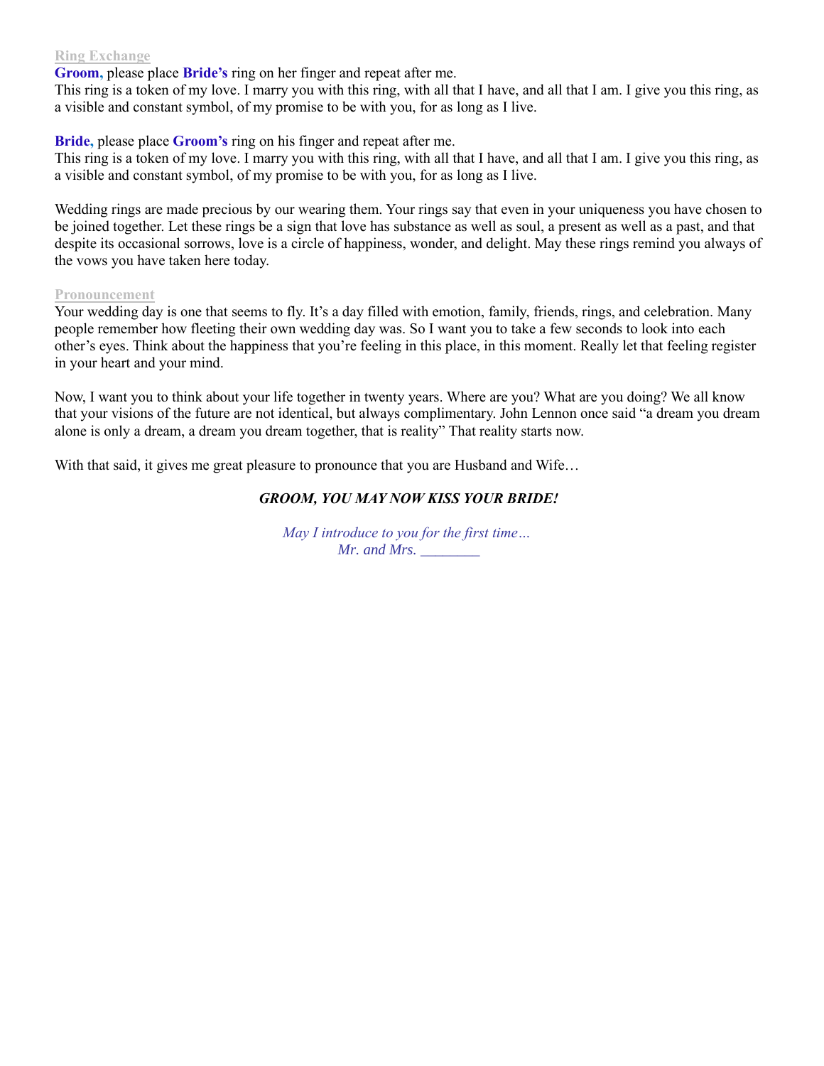## Ring Exchange

**Groom,** please place **Bride's** ring on her finger and repeat after me.
This ring is a token of my love. I marry you with this ring, with all that I have, and all that I am. I give you this ring, as a visible and constant symbol, of my promise to be with you, for as long as I live.

**Bride,** please place **Groom's** ring on his finger and repeat after me.
This ring is a token of my love. I marry you with this ring, with all that I have, and all that I am. I give you this ring, as a visible and constant symbol, of my promise to be with you, for as long as I live.

Wedding rings are made precious by our wearing them. Your rings say that even in your uniqueness you have chosen to be joined together. Let these rings be a sign that love has substance as well as soul, a present as well as a past, and that despite its occasional sorrows, love is a circle of happiness, wonder, and delight. May these rings remind you always of the vows you have taken here today.

## Pronouncement

Your wedding day is one that seems to fly. It's a day filled with emotion, family, friends, rings, and celebration. Many people remember how fleeting their own wedding day was. So I want you to take a few seconds to look into each other's eyes. Think about the happiness that you're feeling in this place, in this moment. Really let that feeling register in your heart and your mind.

Now, I want you to think about your life together in twenty years. Where are you? What are you doing? We all know that your visions of the future are not identical, but always complimentary. John Lennon once said "a dream you dream alone is only a dream, a dream you dream together, that is reality" That reality starts now.

With that said, it gives me great pleasure to pronounce that you are Husband and Wife…

***GROOM, YOU MAY NOW KISS YOUR BRIDE!***

*May I introduce to you for the first time…*
*Mr. and Mrs. ________*